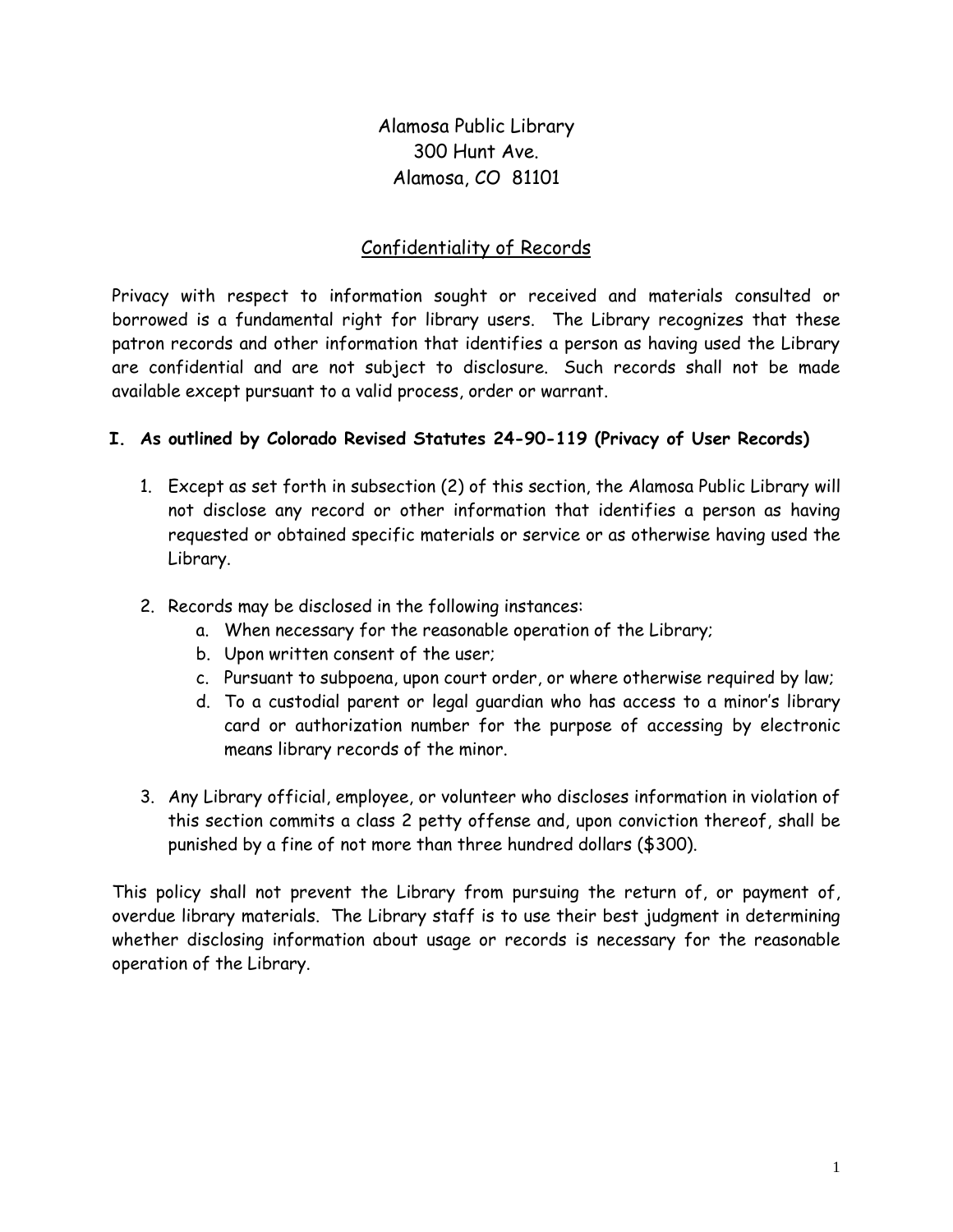Alamosa Public Library
300 Hunt Ave.
Alamosa, CO 81101

# Confidentiality of Records

Privacy with respect to information sought or received and materials consulted or borrowed is a fundamental right for library users. The Library recognizes that these patron records and other information that identifies a person as having used the Library are confidential and are not subject to disclosure. Such records shall not be made available except pursuant to a valid process, order or warrant.

## I. As outlined by Colorado Revised Statutes 24-90-119 (Privacy of User Records)

1. Except as set forth in subsection (2) of this section, the Alamosa Public Library will not disclose any record or other information that identifies a person as having requested or obtained specific materials or service or as otherwise having used the Library.

2. Records may be disclosed in the following instances:
   a. When necessary for the reasonable operation of the Library;
   b. Upon written consent of the user;
   c. Pursuant to subpoena, upon court order, or where otherwise required by law;
   d. To a custodial parent or legal guardian who has access to a minor's library card or authorization number for the purpose of accessing by electronic means library records of the minor.

3. Any Library official, employee, or volunteer who discloses information in violation of this section commits a class 2 petty offense and, upon conviction thereof, shall be punished by a fine of not more than three hundred dollars ($300).

This policy shall not prevent the Library from pursuing the return of, or payment of, overdue library materials. The Library staff is to use their best judgment in determining whether disclosing information about usage or records is necessary for the reasonable operation of the Library.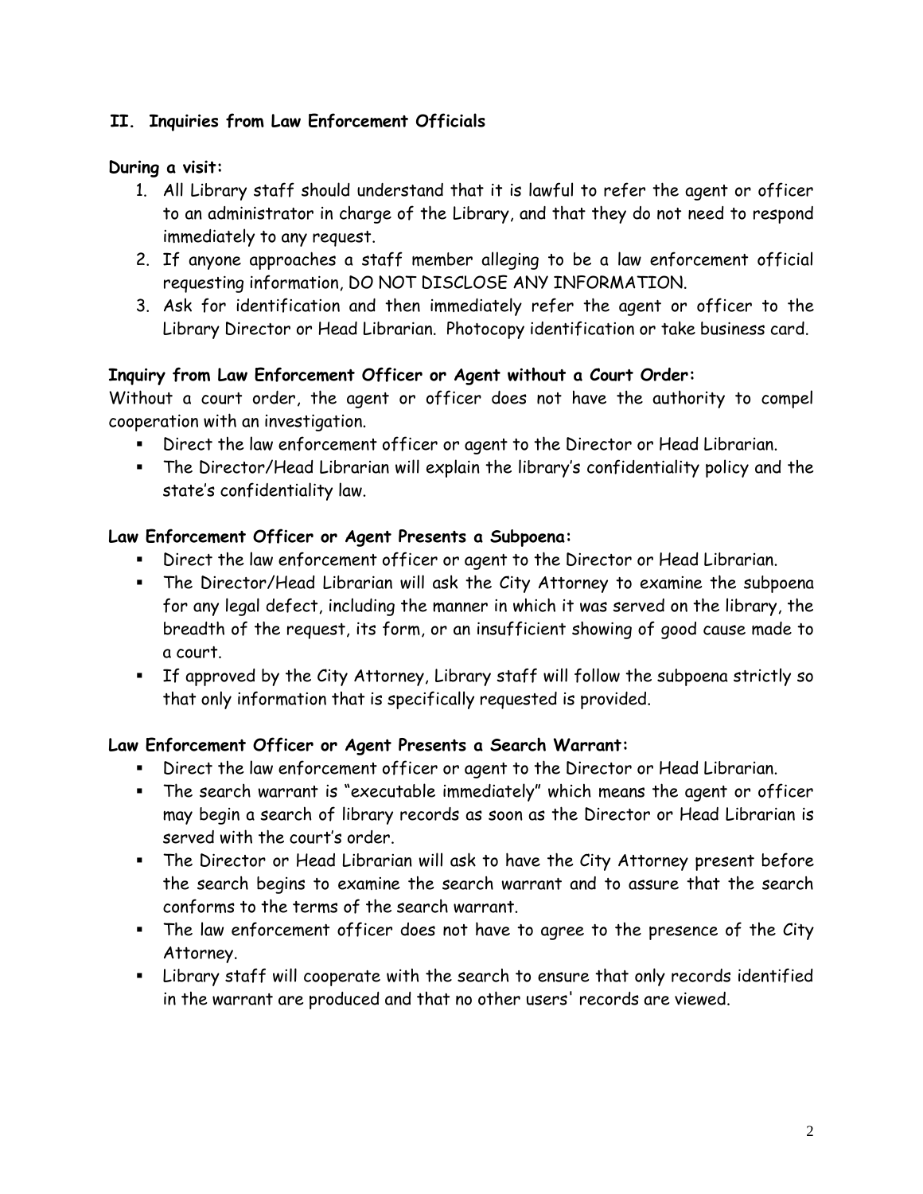## II. Inquiries from Law Enforcement Officials

**During a visit:**

1. All Library staff should understand that it is lawful to refer the agent or officer to an administrator in charge of the Library, and that they do not need to respond immediately to any request.
2. If anyone approaches a staff member alleging to be a law enforcement official requesting information, DO NOT DISCLOSE ANY INFORMATION.
3. Ask for identification and then immediately refer the agent or officer to the Library Director or Head Librarian. Photocopy identification or take business card.

**Inquiry from Law Enforcement Officer or Agent without a Court Order:**

Without a court order, the agent or officer does not have the authority to compel cooperation with an investigation.

- Direct the law enforcement officer or agent to the Director or Head Librarian.
- The Director/Head Librarian will explain the library's confidentiality policy and the state's confidentiality law.

**Law Enforcement Officer or Agent Presents a Subpoena:**

- Direct the law enforcement officer or agent to the Director or Head Librarian.
- The Director/Head Librarian will ask the City Attorney to examine the subpoena for any legal defect, including the manner in which it was served on the library, the breadth of the request, its form, or an insufficient showing of good cause made to a court.
- If approved by the City Attorney, Library staff will follow the subpoena strictly so that only information that is specifically requested is provided.

**Law Enforcement Officer or Agent Presents a Search Warrant:**

- Direct the law enforcement officer or agent to the Director or Head Librarian.
- The search warrant is "executable immediately" which means the agent or officer may begin a search of library records as soon as the Director or Head Librarian is served with the court's order.
- The Director or Head Librarian will ask to have the City Attorney present before the search begins to examine the search warrant and to assure that the search conforms to the terms of the search warrant.
- The law enforcement officer does not have to agree to the presence of the City Attorney.
- Library staff will cooperate with the search to ensure that only records identified in the warrant are produced and that no other users' records are viewed.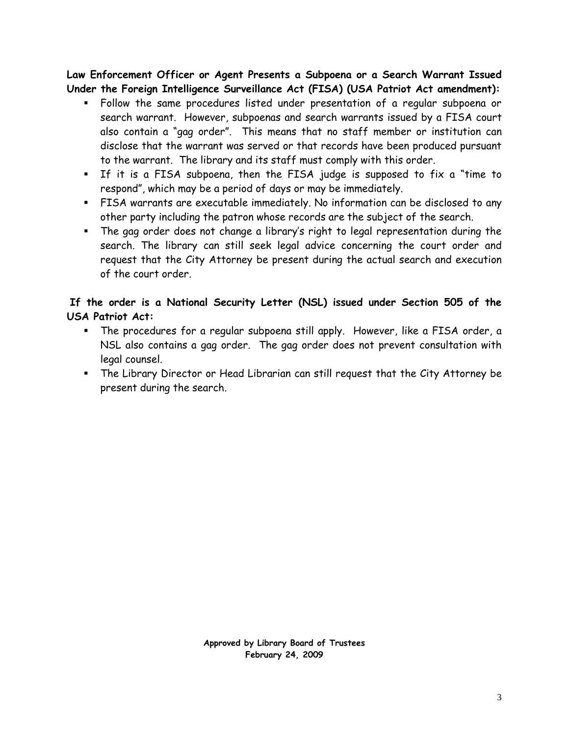**Law Enforcement Officer or Agent Presents a Subpoena or a Search Warrant Issued Under the Foreign Intelligence Surveillance Act (FISA) (USA Patriot Act amendment):**

- Follow the same procedures listed under presentation of a regular subpoena or search warrant. However, subpoenas and search warrants issued by a FISA court also contain a "gag order". This means that no staff member or institution can disclose that the warrant was served or that records have been produced pursuant to the warrant. The library and its staff must comply with this order.
- If it is a FISA subpoena, then the FISA judge is supposed to fix a "time to respond", which may be a period of days or may be immediately.
- FISA warrants are executable immediately. No information can be disclosed to any other party including the patron whose records are the subject of the search.
- The gag order does not change a library's right to legal representation during the search. The library can still seek legal advice concerning the court order and request that the City Attorney be present during the actual search and execution of the court order.

**If the order is a National Security Letter (NSL) issued under Section 505 of the USA Patriot Act:**

- The procedures for a regular subpoena still apply. However, like a FISA order, a NSL also contains a gag order. The gag order does not prevent consultation with legal counsel.
- The Library Director or Head Librarian can still request that the City Attorney be present during the search.

**Approved by Library Board of Trustees**
**February 24, 2009**